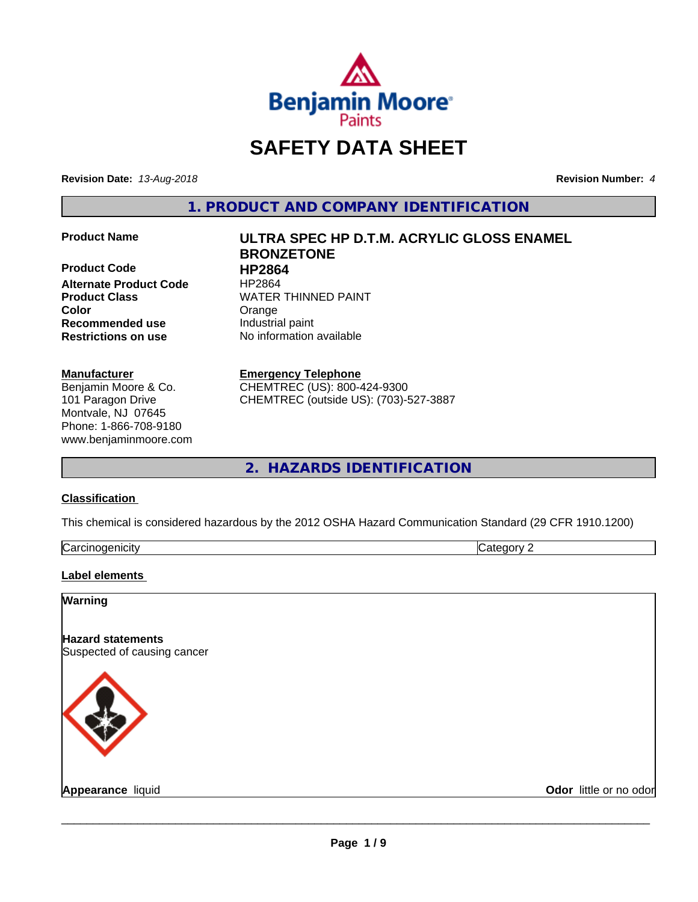Benjamin Moore Paints

# SAFETY DATA SHEET

**Revision Date:** *13-Aug-2018* **Revision Number:** *4*

## 1. PRODUCT AND COMPANY IDENTIFICATION

| | |
|---|---|
| **Product Name** | **ULTRA SPEC HP D.T.M. ACRYLIC GLOSS ENAMEL BRONZETONE** |
| **Product Code** | **HP2864** |
| **Alternate Product Code** | HP2864 |
| **Product Class** | WATER THINNED PAINT |
| **Color** | Orange |
| **Recommended use** | Industrial paint |
| **Restrictions on use** | No information available |

**Manufacturer**
Benjamin Moore & Co.
101 Paragon Drive
Montvale, NJ 07645
Phone: 1-866-708-9180
www.benjaminmoore.com

**Emergency Telephone**
CHEMTREC (US): 800-424-9300
CHEMTREC (outside US): (703)-527-3887

## 2. HAZARDS IDENTIFICATION

### Classification

This chemical is considered hazardous by the 2012 OSHA Hazard Communication Standard (29 CFR 1910.1200)

| Carcinogenicity | Category 2 |
|---|---|

### Label elements

**Warning**

**Hazard statements**
Suspected of causing cancer

**Appearance** liquid **Odor** little or no odor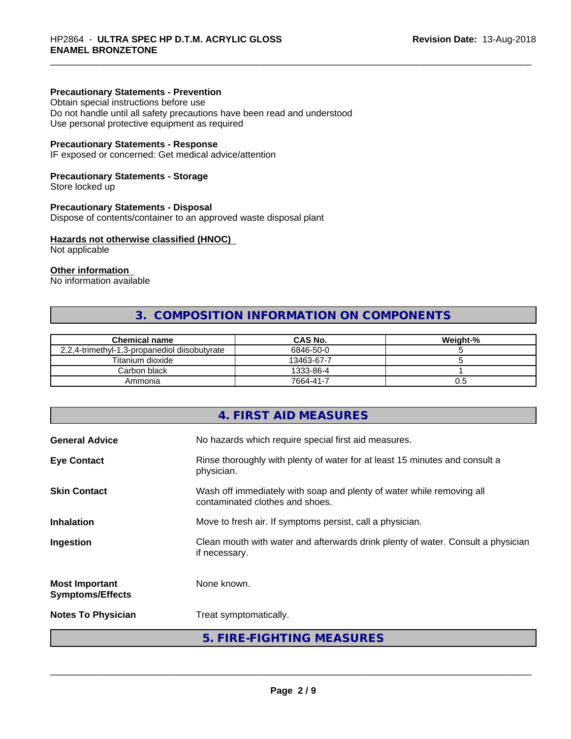**Precautionary Statements - Prevention**
Obtain special instructions before use
Do not handle until all safety precautions have been read and understood
Use personal protective equipment as required

**Precautionary Statements - Response**
IF exposed or concerned: Get medical advice/attention

**Precautionary Statements - Storage**
Store locked up

**Precautionary Statements - Disposal**
Dispose of contents/container to an approved waste disposal plant

**Hazards not otherwise classified (HNOC)**
Not applicable

**Other information**
No information available

## 3. COMPOSITION INFORMATION ON COMPONENTS

| Chemical name | CAS No. | Weight-% |
|---|---|---|
| 2,2,4-trimethyl-1,3-propanediol diisobutyrate | 6846-50-0 | 5 |
| Titanium dioxide | 13463-67-7 | 5 |
| Carbon black | 1333-86-4 | 1 |
| Ammonia | 7664-41-7 | 0.5 |

## 4. FIRST AID MEASURES

**General Advice** No hazards which require special first aid measures.

**Eye Contact** Rinse thoroughly with plenty of water for at least 15 minutes and consult a physician.

**Skin Contact** Wash off immediately with soap and plenty of water while removing all contaminated clothes and shoes.

**Inhalation** Move to fresh air. If symptoms persist, call a physician.

**Ingestion** Clean mouth with water and afterwards drink plenty of water. Consult a physician if necessary.

**Most Important Symptoms/Effects** None known.

**Notes To Physician** Treat symptomatically.

## 5. FIRE-FIGHTING MEASURES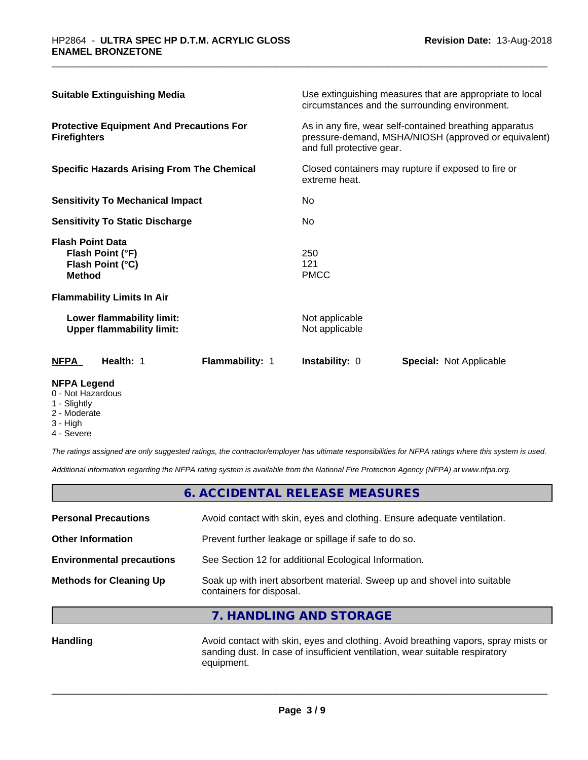| | |
|---|---|
| **Suitable Extinguishing Media** | Use extinguishing measures that are appropriate to local circumstances and the surrounding environment. |
| **Protective Equipment And Precautions For Firefighters** | As in any fire, wear self-contained breathing apparatus pressure-demand, MSHA/NIOSH (approved or equivalent) and full protective gear. |
| **Specific Hazards Arising From The Chemical** | Closed containers may rupture if exposed to fire or extreme heat. |
| **Sensitivity To Mechanical Impact** | No |
| **Sensitivity To Static Discharge** | No |
| **Flash Point Data** | |
| **Flash Point (°F)** | 250 |
| **Flash Point (°C)** | 121 |
| **Method** | PMCC |
| **Flammability Limits In Air** | |
| **Lower flammability limit:** | Not applicable |
| **Upper flammability limit:** | Not applicable |

| **NFPA** | **Health:** 1 | **Flammability:** 1 | **Instability:** 0 | **Special:** Not Applicable |
|---|---|---|---|---|

**NFPA Legend**
- 0 - Not Hazardous
- 1 - Slightly
- 2 - Moderate
- 3 - High
- 4 - Severe

*The ratings assigned are only suggested ratings, the contractor/employer has ultimate responsibilities for NFPA ratings where this system is used.*

*Additional information regarding the NFPA rating system is available from the National Fire Protection Agency (NFPA) at www.nfpa.org.*

## 6. ACCIDENTAL RELEASE MEASURES

| | |
|---|---|
| **Personal Precautions** | Avoid contact with skin, eyes and clothing. Ensure adequate ventilation. |
| **Other Information** | Prevent further leakage or spillage if safe to do so. |
| **Environmental precautions** | See Section 12 for additional Ecological Information. |
| **Methods for Cleaning Up** | Soak up with inert absorbent material. Sweep up and shovel into suitable containers for disposal. |

## 7. HANDLING AND STORAGE

| | |
|---|---|
| **Handling** | Avoid contact with skin, eyes and clothing. Avoid breathing vapors, spray mists or sanding dust. In case of insufficient ventilation, wear suitable respiratory equipment. |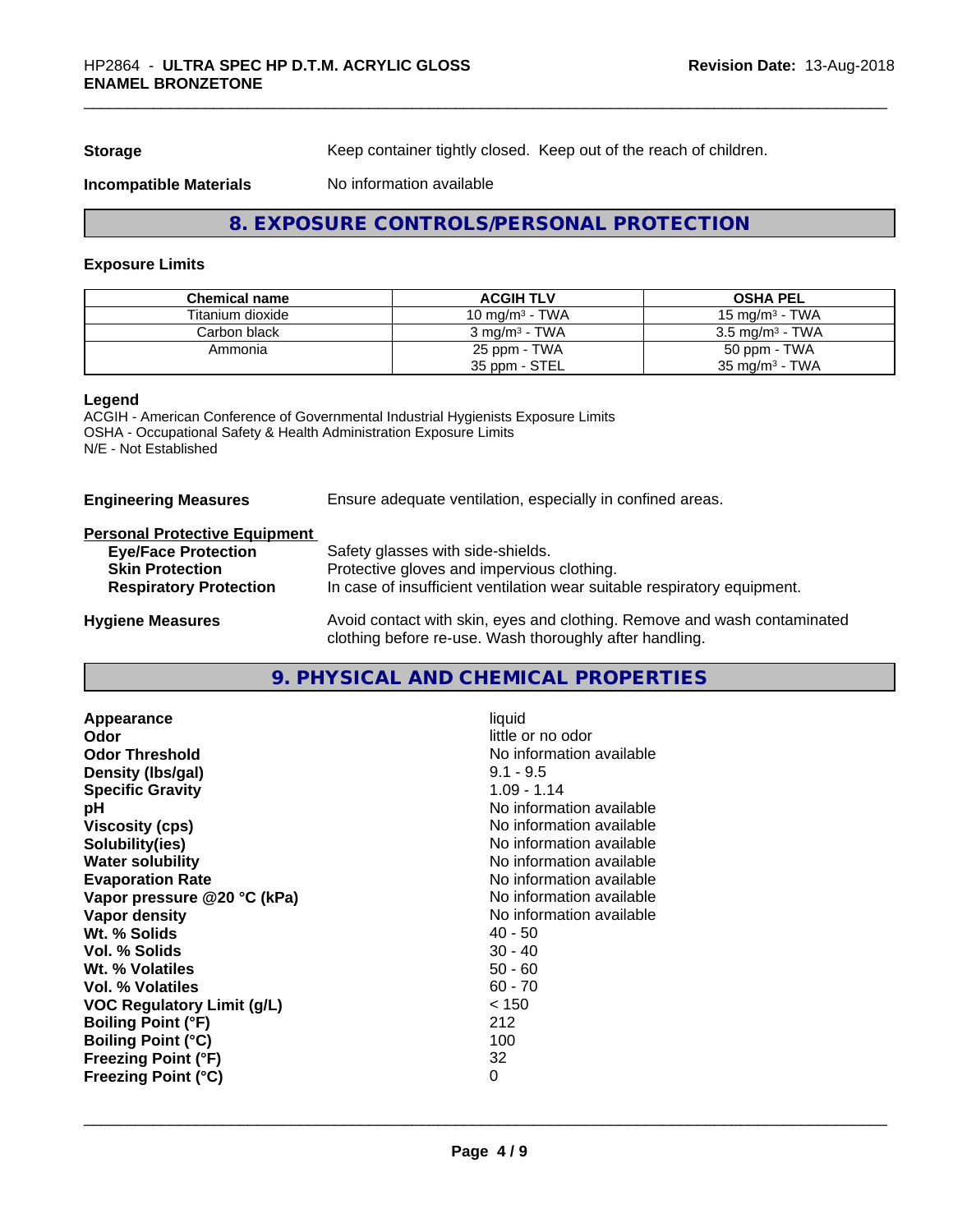**Storage** Keep container tightly closed. Keep out of the reach of children.

**Incompatible Materials** No information available

## 8. EXPOSURE CONTROLS/PERSONAL PROTECTION

### Exposure Limits

| Chemical name | ACGIH TLV | OSHA PEL |
|---|---|---|
| Titanium dioxide | 10 mg/m³ - TWA | 15 mg/m³ - TWA |
| Carbon black | 3 mg/m³ - TWA | 3.5 mg/m³ - TWA |
| Ammonia | 25 ppm - TWA<br>35 ppm - STEL | 50 ppm - TWA<br>35 mg/m³ - TWA |

**Legend**

ACGIH - American Conference of Governmental Industrial Hygienists Exposure Limits
OSHA - Occupational Safety & Health Administration Exposure Limits
N/E - Not Established

**Engineering Measures** Ensure adequate ventilation, especially in confined areas.

**Personal Protective Equipment**

- **Eye/Face Protection** Safety glasses with side-shields.
- **Skin Protection** Protective gloves and impervious clothing.
- **Respiratory Protection** In case of insufficient ventilation wear suitable respiratory equipment.

**Hygiene Measures** Avoid contact with skin, eyes and clothing. Remove and wash contaminated clothing before re-use. Wash thoroughly after handling.

## 9. PHYSICAL AND CHEMICAL PROPERTIES

| Property | Value |
|---|---|
| **Appearance** | liquid |
| **Odor** | little or no odor |
| **Odor Threshold** | No information available |
| **Density (lbs/gal)** | 9.1 - 9.5 |
| **Specific Gravity** | 1.09 - 1.14 |
| **pH** | No information available |
| **Viscosity (cps)** | No information available |
| **Solubility(ies)** | No information available |
| **Water solubility** | No information available |
| **Evaporation Rate** | No information available |
| **Vapor pressure @20 °C (kPa)** | No information available |
| **Vapor density** | No information available |
| **Wt. % Solids** | 40 - 50 |
| **Vol. % Solids** | 30 - 40 |
| **Wt. % Volatiles** | 50 - 60 |
| **Vol. % Volatiles** | 60 - 70 |
| **VOC Regulatory Limit (g/L)** | < 150 |
| **Boiling Point (°F)** | 212 |
| **Boiling Point (°C)** | 100 |
| **Freezing Point (°F)** | 32 |
| **Freezing Point (°C)** | 0 |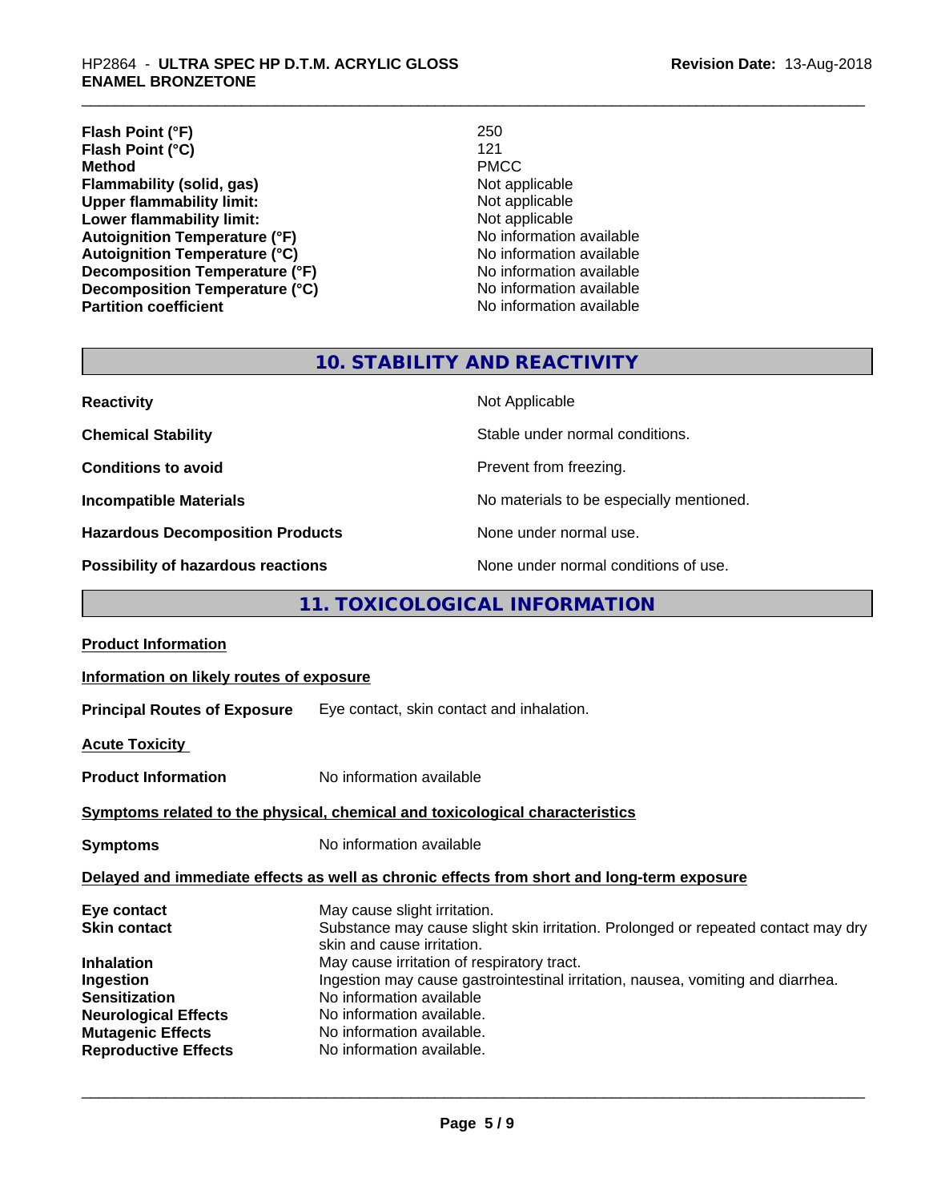| | |
|---|---|
| **Flash Point (°F)** | 250 |
| **Flash Point (°C)** | 121 |
| **Method** | PMCC |
| **Flammability (solid, gas)** | Not applicable |
| **Upper flammability limit:** | Not applicable |
| **Lower flammability limit:** | Not applicable |
| **Autoignition Temperature (°F)** | No information available |
| **Autoignition Temperature (°C)** | No information available |
| **Decomposition Temperature (°F)** | No information available |
| **Decomposition Temperature (°C)** | No information available |
| **Partition coefficient** | No information available |

## 10. STABILITY AND REACTIVITY

| | |
|---|---|
| **Reactivity** | Not Applicable |
| **Chemical Stability** | Stable under normal conditions. |
| **Conditions to avoid** | Prevent from freezing. |
| **Incompatible Materials** | No materials to be especially mentioned. |
| **Hazardous Decomposition Products** | None under normal use. |
| **Possibility of hazardous reactions** | None under normal conditions of use. |

## 11. TOXICOLOGICAL INFORMATION

**Product Information**

**Information on likely routes of exposure**

**Principal Routes of Exposure** Eye contact, skin contact and inhalation.

**Acute Toxicity**

**Product Information** No information available

**Symptoms related to the physical, chemical and toxicological characteristics**

**Symptoms** No information available

**Delayed and immediate effects as well as chronic effects from short and long-term exposure**

| | |
|---|---|
| **Eye contact** | May cause slight irritation. |
| **Skin contact** | Substance may cause slight skin irritation. Prolonged or repeated contact may dry skin and cause irritation. |
| **Inhalation** | May cause irritation of respiratory tract. |
| **Ingestion** | Ingestion may cause gastrointestinal irritation, nausea, vomiting and diarrhea. |
| **Sensitization** | No information available |
| **Neurological Effects** | No information available. |
| **Mutagenic Effects** | No information available. |
| **Reproductive Effects** | No information available. |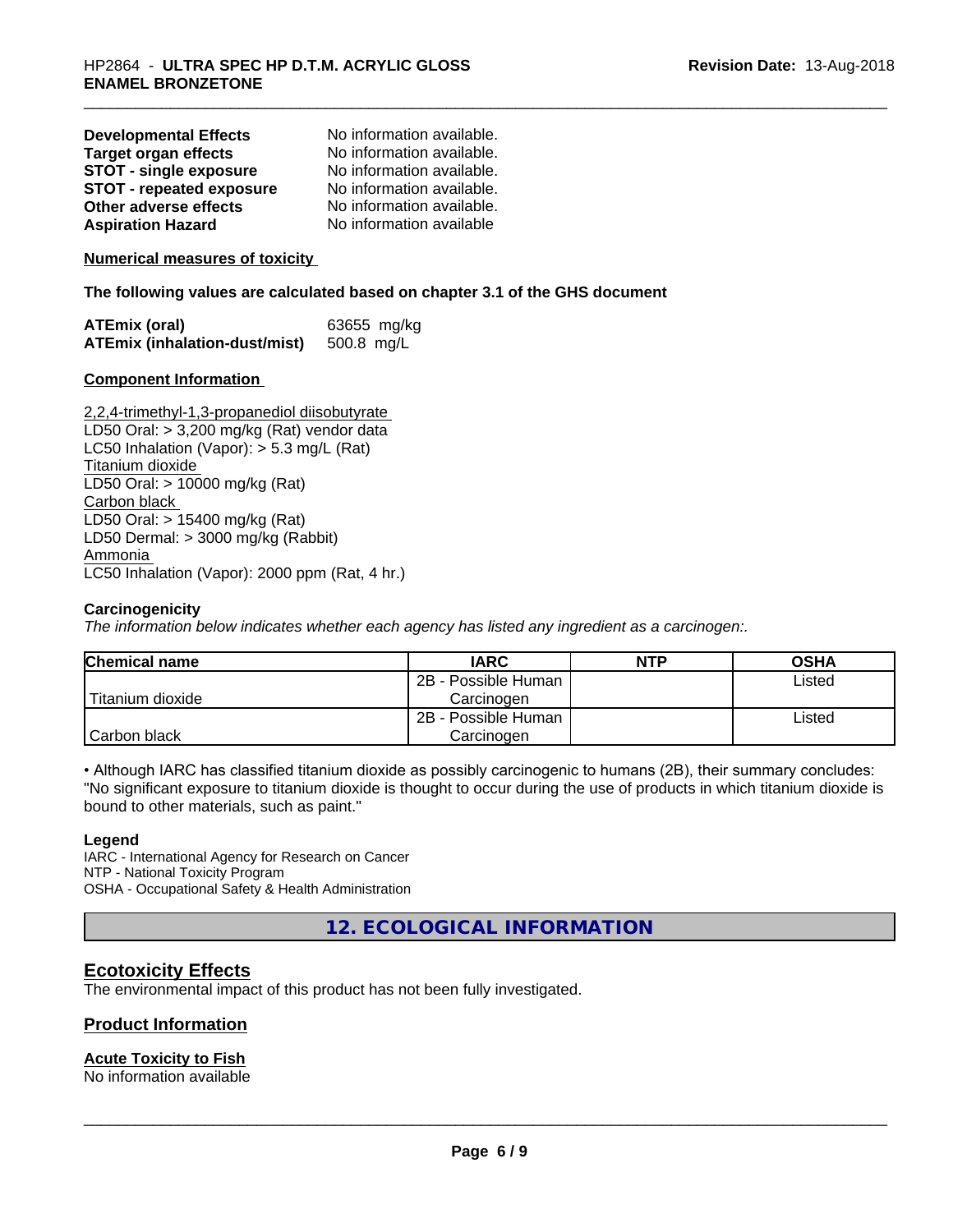| | |
|---|---|
| **Developmental Effects** | No information available. |
| **Target organ effects** | No information available. |
| **STOT - single exposure** | No information available. |
| **STOT - repeated exposure** | No information available. |
| **Other adverse effects** | No information available. |
| **Aspiration Hazard** | No information available |

**Numerical measures of toxicity**

**The following values are calculated based on chapter 3.1 of the GHS document**

| | |
|---|---|
| **ATEmix (oral)** | 63655 mg/kg |
| **ATEmix (inhalation-dust/mist)** | 500.8 mg/L |

**Component Information**

2,2,4-trimethyl-1,3-propanediol diisobutyrate
LD50 Oral: > 3,200 mg/kg (Rat) vendor data
LC50 Inhalation (Vapor): > 5.3 mg/L (Rat)
Titanium dioxide
LD50 Oral: > 10000 mg/kg (Rat)
Carbon black
LD50 Oral: > 15400 mg/kg (Rat)
LD50 Dermal: > 3000 mg/kg (Rabbit)
Ammonia
LC50 Inhalation (Vapor): 2000 ppm (Rat, 4 hr.)

**Carcinogenicity**

*The information below indicates whether each agency has listed any ingredient as a carcinogen:.*

| Chemical name | IARC | NTP | OSHA |
|---|---|---|---|
| Titanium dioxide | 2B - Possible Human Carcinogen | | Listed |
| Carbon black | 2B - Possible Human Carcinogen | | Listed |

• Although IARC has classified titanium dioxide as possibly carcinogenic to humans (2B), their summary concludes: "No significant exposure to titanium dioxide is thought to occur during the use of products in which titanium dioxide is bound to other materials, such as paint."

**Legend**

IARC - International Agency for Research on Cancer
NTP - National Toxicity Program
OSHA - Occupational Safety & Health Administration

## 12. ECOLOGICAL INFORMATION

## Ecotoxicity Effects

The environmental impact of this product has not been fully investigated.

## Product Information

**Acute Toxicity to Fish**

No information available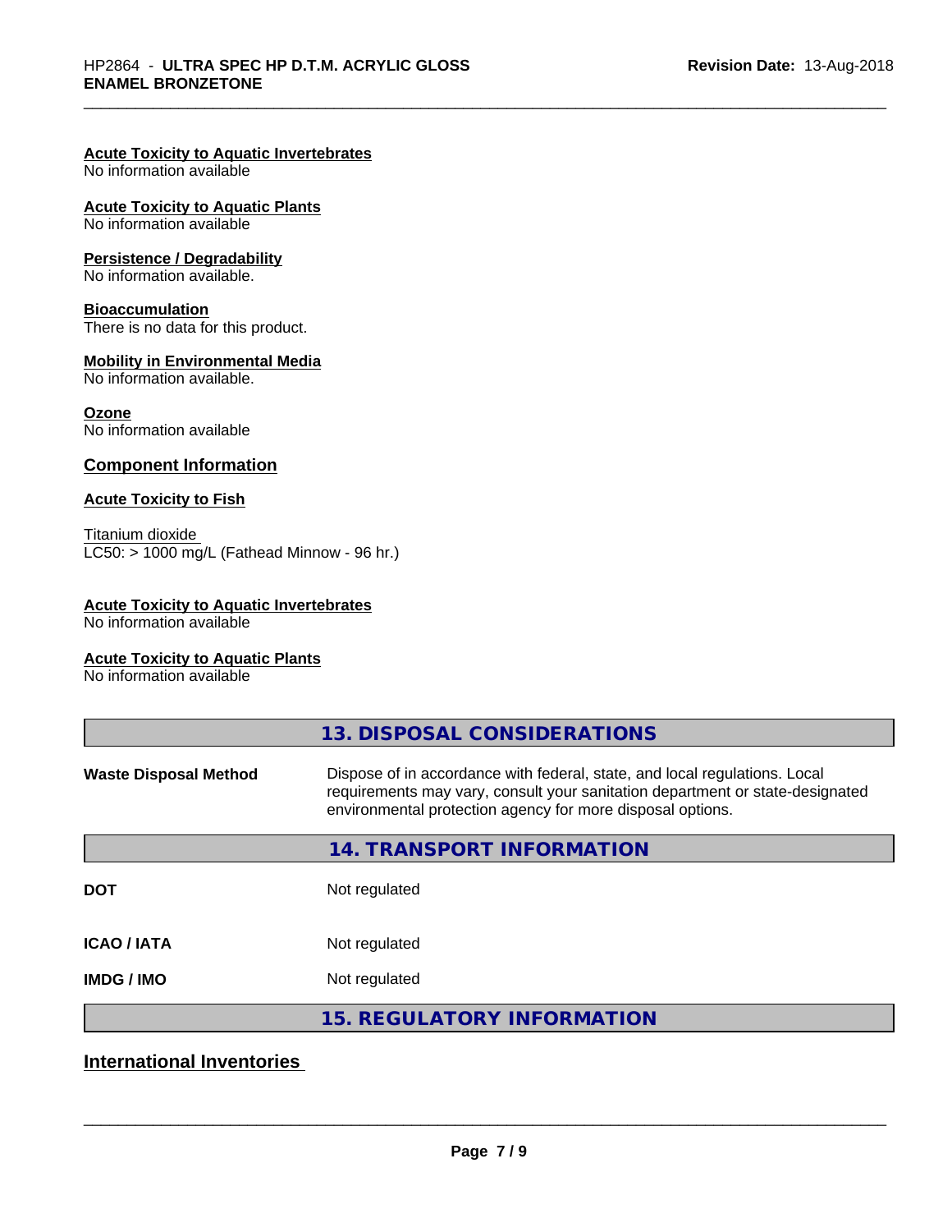**Acute Toxicity to Aquatic Invertebrates**
No information available

**Acute Toxicity to Aquatic Plants**
No information available

**Persistence / Degradability**
No information available.

**Bioaccumulation**
There is no data for this product.

**Mobility in Environmental Media**
No information available.

**Ozone**
No information available

### Component Information

**Acute Toxicity to Fish**

Titanium dioxide
LC50: > 1000 mg/L (Fathead Minnow - 96 hr.)

**Acute Toxicity to Aquatic Invertebrates**
No information available

**Acute Toxicity to Aquatic Plants**
No information available

## 13. DISPOSAL CONSIDERATIONS

| | |
|---|---|
| **Waste Disposal Method** | Dispose of in accordance with federal, state, and local regulations. Local requirements may vary, consult your sanitation department or state-designated environmental protection agency for more disposal options. |

## 14. TRANSPORT INFORMATION

| | |
|---|---|
| **DOT** | Not regulated |
| **ICAO / IATA** | Not regulated |
| **IMDG / IMO** | Not regulated |

## 15. REGULATORY INFORMATION

### International Inventories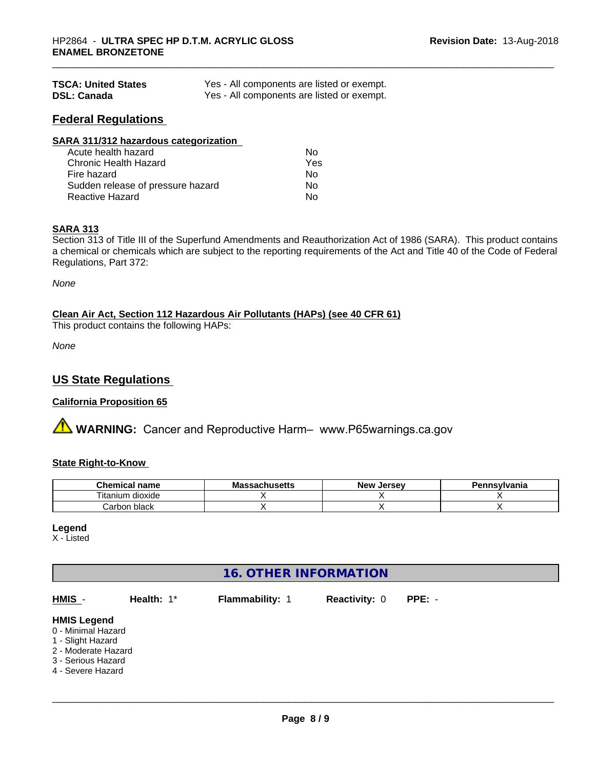| | |
|---|---|
| **TSCA: United States** | Yes - All components are listed or exempt. |
| **DSL: Canada** | Yes - All components are listed or exempt. |

## Federal Regulations

**SARA 311/312 hazardous categorization**

| | |
|---|---|
| Acute health hazard | No |
| Chronic Health Hazard | Yes |
| Fire hazard | No |
| Sudden release of pressure hazard | No |
| Reactive Hazard | No |

**SARA 313**

Section 313 of Title III of the Superfund Amendments and Reauthorization Act of 1986 (SARA). This product contains a chemical or chemicals which are subject to the reporting requirements of the Act and Title 40 of the Code of Federal Regulations, Part 372:

*None*

**Clean Air Act, Section 112 Hazardous Air Pollutants (HAPs) (see 40 CFR 61)**

This product contains the following HAPs:

*None*

## US State Regulations

**California Proposition 65**

⚠ **WARNING:** Cancer and Reproductive Harm– www.P65warnings.ca.gov

**State Right-to-Know**

| Chemical name | Massachusetts | New Jersey | Pennsylvania |
|---|---|---|---|
| Titanium dioxide | X | X | X |
| Carbon black | X | X | X |

**Legend**

X - Listed

## 16. OTHER INFORMATION

**HMIS** - **Health:** 1* **Flammability:** 1 **Reactivity:** 0 **PPE:** -

**HMIS Legend**

0 - Minimal Hazard
1 - Slight Hazard
2 - Moderate Hazard
3 - Serious Hazard
4 - Severe Hazard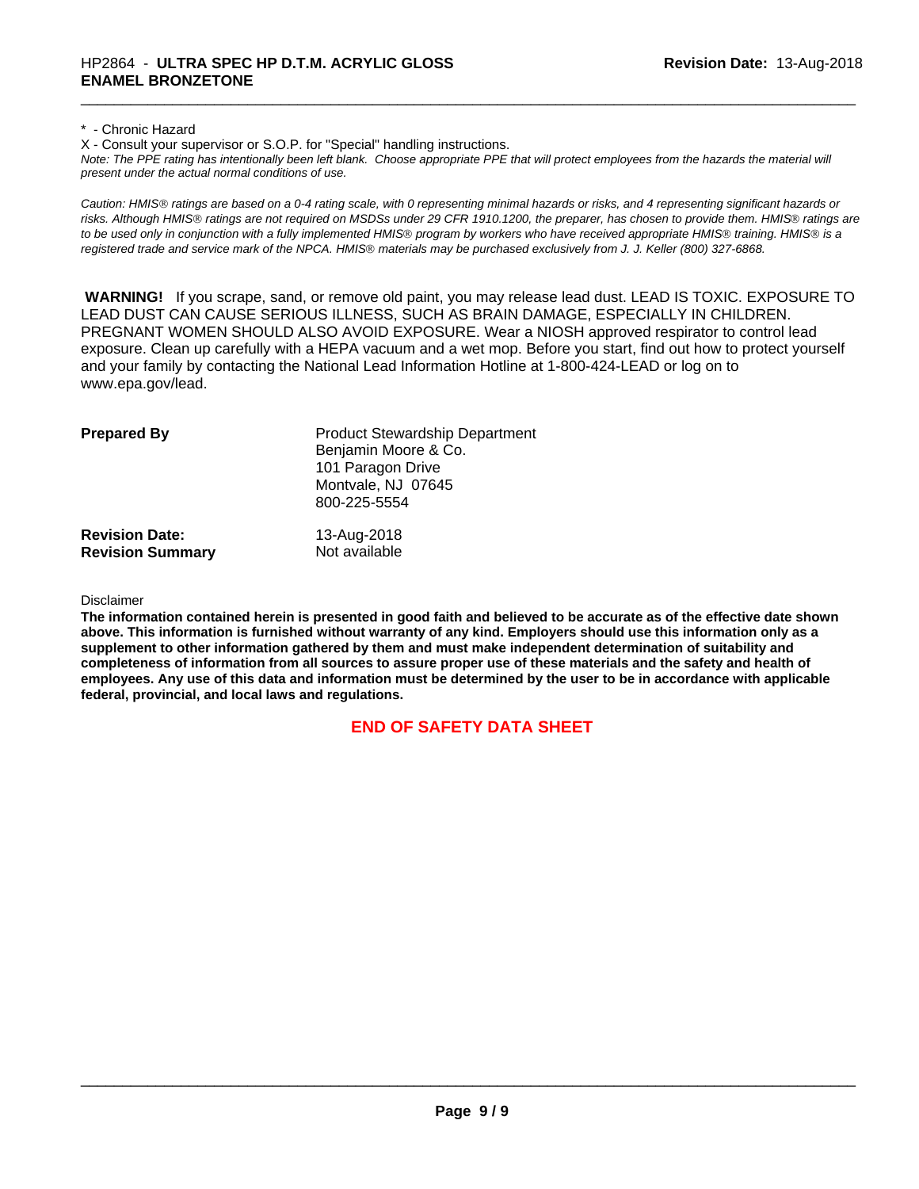\* - Chronic Hazard

X - Consult your supervisor or S.O.P. for "Special" handling instructions.

*Note: The PPE rating has intentionally been left blank. Choose appropriate PPE that will protect employees from the hazards the material will present under the actual normal conditions of use.*

*Caution: HMIS® ratings are based on a 0-4 rating scale, with 0 representing minimal hazards or risks, and 4 representing significant hazards or risks. Although HMIS® ratings are not required on MSDSs under 29 CFR 1910.1200, the preparer, has chosen to provide them. HMIS® ratings are to be used only in conjunction with a fully implemented HMIS® program by workers who have received appropriate HMIS® training. HMIS® is a registered trade and service mark of the NPCA. HMIS® materials may be purchased exclusively from J. J. Keller (800) 327-6868.*

**WARNING!** If you scrape, sand, or remove old paint, you may release lead dust. LEAD IS TOXIC. EXPOSURE TO LEAD DUST CAN CAUSE SERIOUS ILLNESS, SUCH AS BRAIN DAMAGE, ESPECIALLY IN CHILDREN. PREGNANT WOMEN SHOULD ALSO AVOID EXPOSURE. Wear a NIOSH approved respirator to control lead exposure. Clean up carefully with a HEPA vacuum and a wet mop. Before you start, find out how to protect yourself and your family by contacting the National Lead Information Hotline at 1-800-424-LEAD or log on to www.epa.gov/lead.

| | |
|---|---|
| **Prepared By** | Product Stewardship Department<br>Benjamin Moore & Co.<br>101 Paragon Drive<br>Montvale, NJ 07645<br>800-225-5554 |
| **Revision Date:** | 13-Aug-2018 |
| **Revision Summary** | Not available |

Disclaimer

**The information contained herein is presented in good faith and believed to be accurate as of the effective date shown above. This information is furnished without warranty of any kind. Employers should use this information only as a supplement to other information gathered by them and must make independent determination of suitability and completeness of information from all sources to assure proper use of these materials and the safety and health of employees. Any use of this data and information must be determined by the user to be in accordance with applicable federal, provincial, and local laws and regulations.**

**END OF SAFETY DATA SHEET**